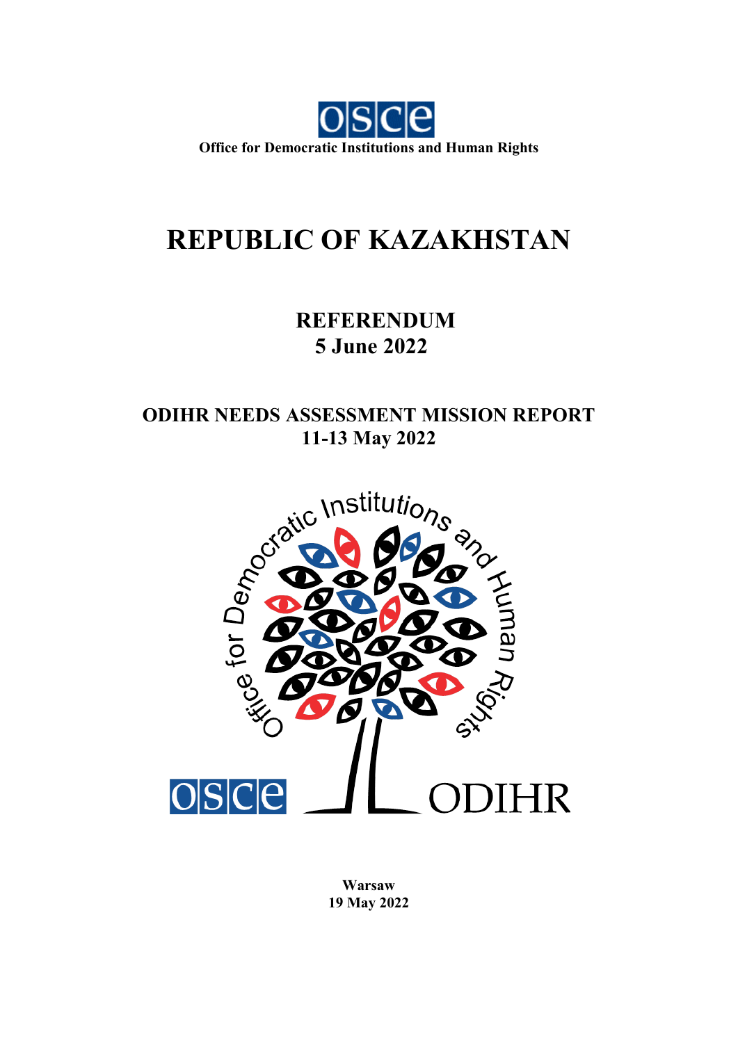Office for Democratic Institutions and Human Rights

# REPUBLIC OF KAZAKHSTAN

## REFERENDUM
## 5 June 2022

## ODIHR NEEDS ASSESSMENT MISSION REPORT
## 11-13 May 2022

**Warsaw**
**19 May 2022**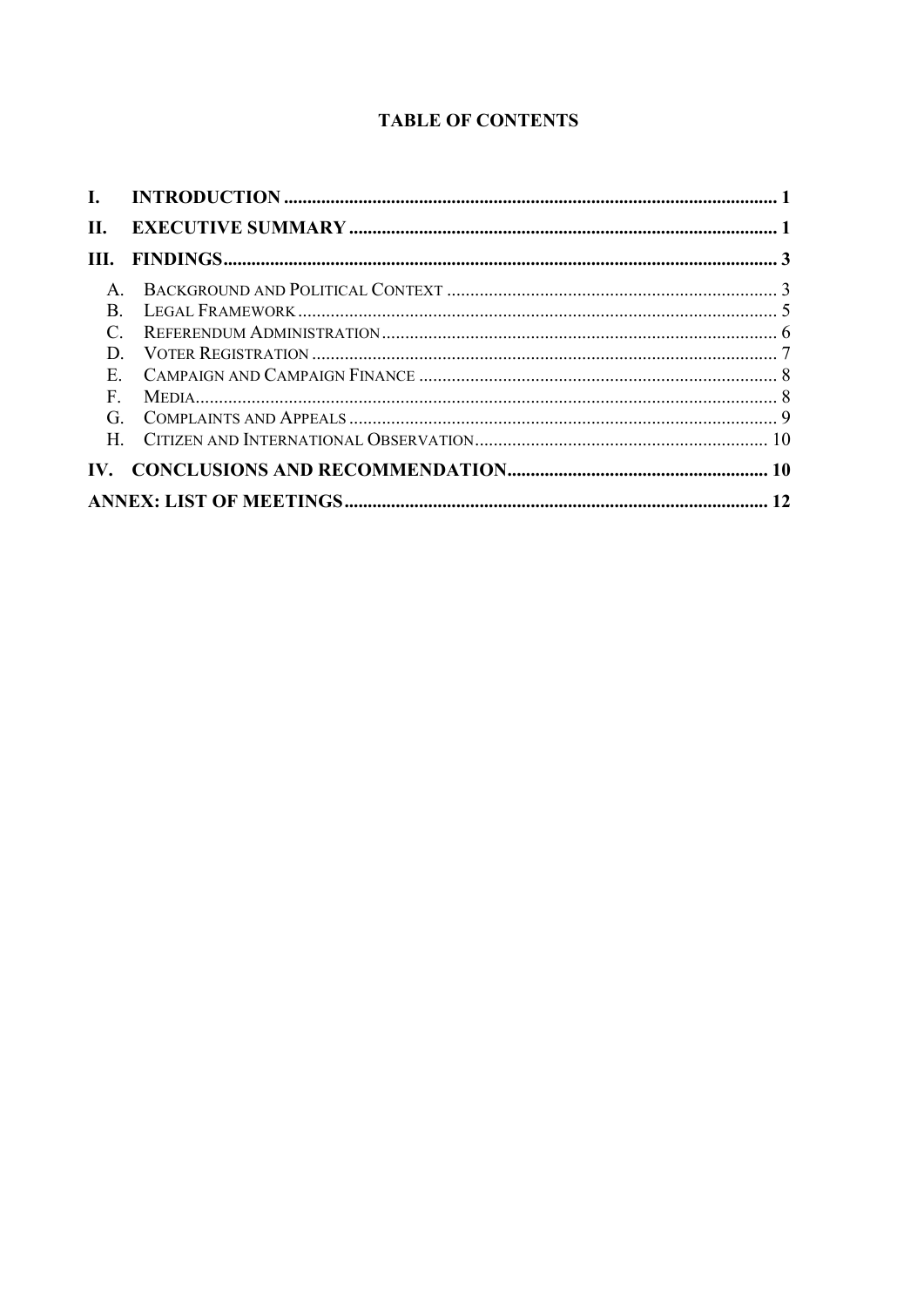# TABLE OF CONTENTS

- I. INTRODUCTION ........................................................................................................ 1
- II. EXECUTIVE SUMMARY ........................................................................................... 1
- III. FINDINGS ................................................................................................................ 3
  - A. Background and Political Context ...................................................................... 3
  - B. Legal Framework ................................................................................................... 5
  - C. Referendum Administration .................................................................................. 6
  - D. Voter Registration .................................................................................................. 7
  - E. Campaign and Campaign Finance ........................................................................ 8
  - F. Media ....................................................................................................................... 8
  - G. Complaints and Appeals ........................................................................................ 9
  - H. Citizen and International Observation ............................................................... 10
- IV. CONCLUSIONS AND RECOMMENDATION ........................................................ 10
- ANNEX: LIST OF MEETINGS ...................................................................................... 12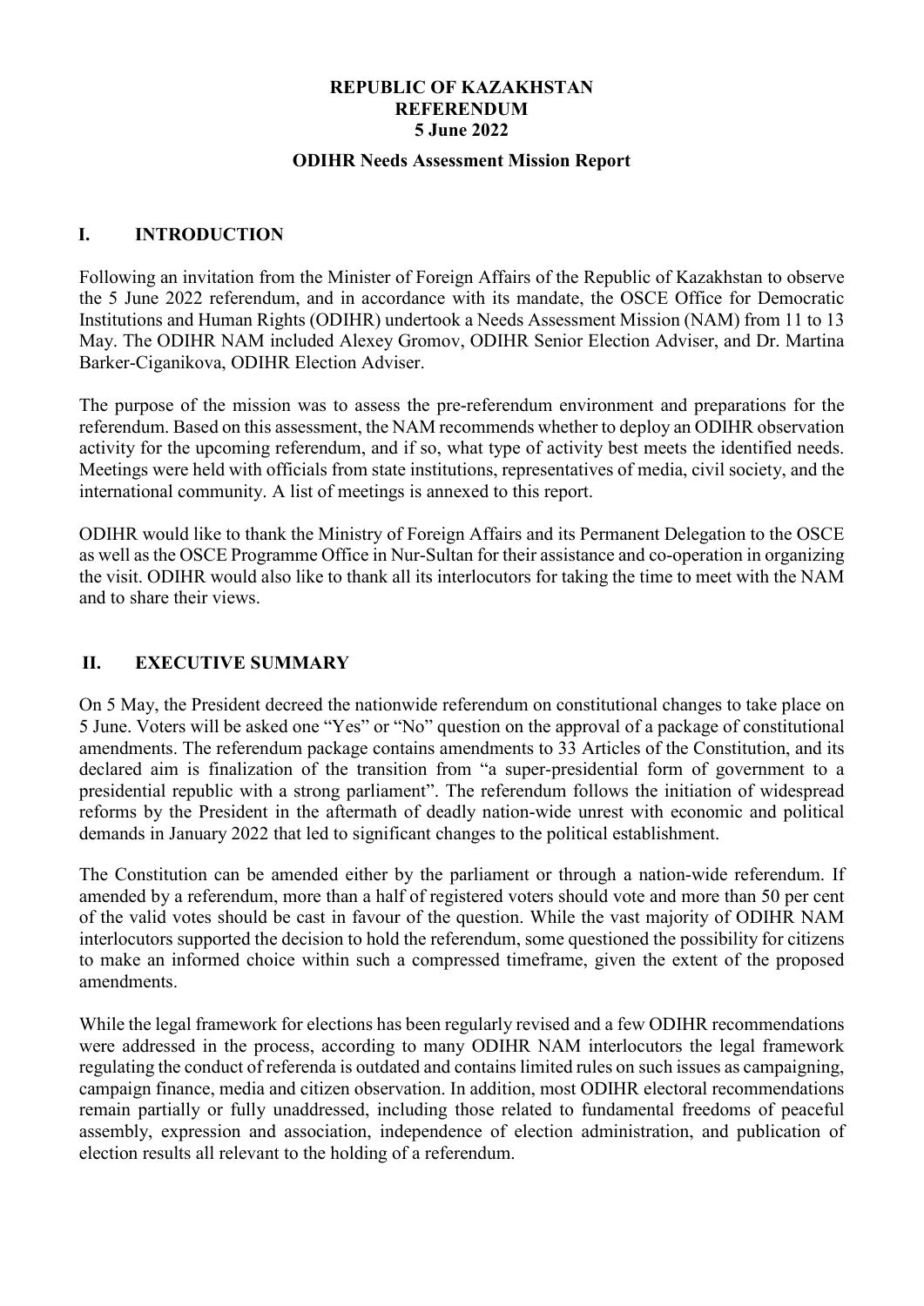**REPUBLIC OF KAZAKHSTAN**
**REFERENDUM**
**5 June 2022**

**ODIHR Needs Assessment Mission Report**

## I. INTRODUCTION

Following an invitation from the Minister of Foreign Affairs of the Republic of Kazakhstan to observe the 5 June 2022 referendum, and in accordance with its mandate, the OSCE Office for Democratic Institutions and Human Rights (ODIHR) undertook a Needs Assessment Mission (NAM) from 11 to 13 May. The ODIHR NAM included Alexey Gromov, ODIHR Senior Election Adviser, and Dr. Martina Barker-Ciganikova, ODIHR Election Adviser.

The purpose of the mission was to assess the pre-referendum environment and preparations for the referendum. Based on this assessment, the NAM recommends whether to deploy an ODIHR observation activity for the upcoming referendum, and if so, what type of activity best meets the identified needs. Meetings were held with officials from state institutions, representatives of media, civil society, and the international community. A list of meetings is annexed to this report.

ODIHR would like to thank the Ministry of Foreign Affairs and its Permanent Delegation to the OSCE as well as the OSCE Programme Office in Nur-Sultan for their assistance and co-operation in organizing the visit. ODIHR would also like to thank all its interlocutors for taking the time to meet with the NAM and to share their views.

## II. EXECUTIVE SUMMARY

On 5 May, the President decreed the nationwide referendum on constitutional changes to take place on 5 June. Voters will be asked one "Yes" or "No" question on the approval of a package of constitutional amendments. The referendum package contains amendments to 33 Articles of the Constitution, and its declared aim is finalization of the transition from "a super-presidential form of government to a presidential republic with a strong parliament". The referendum follows the initiation of widespread reforms by the President in the aftermath of deadly nation-wide unrest with economic and political demands in January 2022 that led to significant changes to the political establishment.

The Constitution can be amended either by the parliament or through a nation-wide referendum. If amended by a referendum, more than a half of registered voters should vote and more than 50 per cent of the valid votes should be cast in favour of the question. While the vast majority of ODIHR NAM interlocutors supported the decision to hold the referendum, some questioned the possibility for citizens to make an informed choice within such a compressed timeframe, given the extent of the proposed amendments.

While the legal framework for elections has been regularly revised and a few ODIHR recommendations were addressed in the process, according to many ODIHR NAM interlocutors the legal framework regulating the conduct of referenda is outdated and contains limited rules on such issues as campaigning, campaign finance, media and citizen observation. In addition, most ODIHR electoral recommendations remain partially or fully unaddressed, including those related to fundamental freedoms of peaceful assembly, expression and association, independence of election administration, and publication of election results all relevant to the holding of a referendum.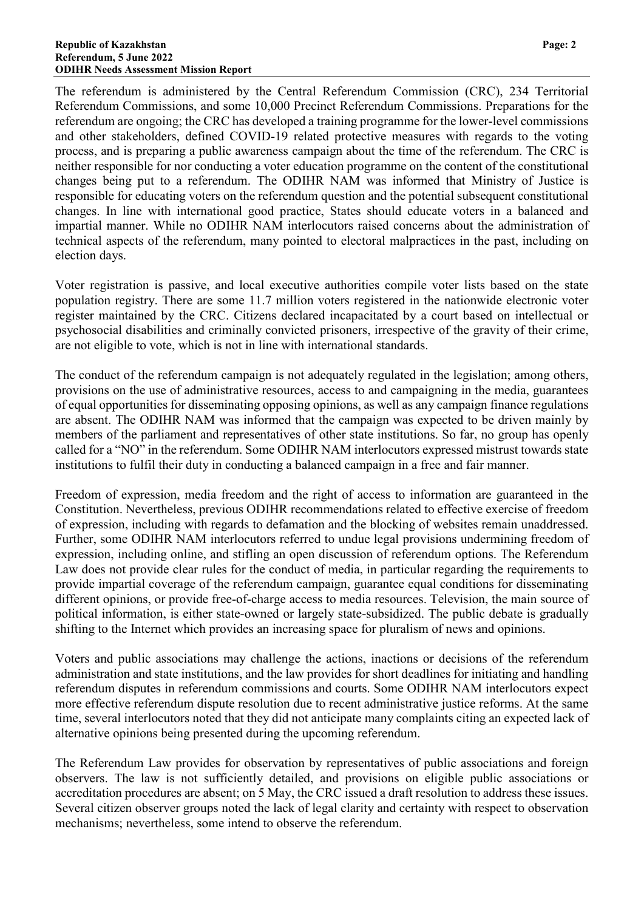The referendum is administered by the Central Referendum Commission (CRC), 234 Territorial Referendum Commissions, and some 10,000 Precinct Referendum Commissions. Preparations for the referendum are ongoing; the CRC has developed a training programme for the lower-level commissions and other stakeholders, defined COVID-19 related protective measures with regards to the voting process, and is preparing a public awareness campaign about the time of the referendum. The CRC is neither responsible for nor conducting a voter education programme on the content of the constitutional changes being put to a referendum. The ODIHR NAM was informed that Ministry of Justice is responsible for educating voters on the referendum question and the potential subsequent constitutional changes. In line with international good practice, States should educate voters in a balanced and impartial manner. While no ODIHR NAM interlocutors raised concerns about the administration of technical aspects of the referendum, many pointed to electoral malpractices in the past, including on election days.

Voter registration is passive, and local executive authorities compile voter lists based on the state population registry. There are some 11.7 million voters registered in the nationwide electronic voter register maintained by the CRC. Citizens declared incapacitated by a court based on intellectual or psychosocial disabilities and criminally convicted prisoners, irrespective of the gravity of their crime, are not eligible to vote, which is not in line with international standards.

The conduct of the referendum campaign is not adequately regulated in the legislation; among others, provisions on the use of administrative resources, access to and campaigning in the media, guarantees of equal opportunities for disseminating opposing opinions, as well as any campaign finance regulations are absent. The ODIHR NAM was informed that the campaign was expected to be driven mainly by members of the parliament and representatives of other state institutions. So far, no group has openly called for a "NO" in the referendum. Some ODIHR NAM interlocutors expressed mistrust towards state institutions to fulfil their duty in conducting a balanced campaign in a free and fair manner.

Freedom of expression, media freedom and the right of access to information are guaranteed in the Constitution. Nevertheless, previous ODIHR recommendations related to effective exercise of freedom of expression, including with regards to defamation and the blocking of websites remain unaddressed. Further, some ODIHR NAM interlocutors referred to undue legal provisions undermining freedom of expression, including online, and stifling an open discussion of referendum options. The Referendum Law does not provide clear rules for the conduct of media, in particular regarding the requirements to provide impartial coverage of the referendum campaign, guarantee equal conditions for disseminating different opinions, or provide free-of-charge access to media resources. Television, the main source of political information, is either state-owned or largely state-subsidized. The public debate is gradually shifting to the Internet which provides an increasing space for pluralism of news and opinions.

Voters and public associations may challenge the actions, inactions or decisions of the referendum administration and state institutions, and the law provides for short deadlines for initiating and handling referendum disputes in referendum commissions and courts. Some ODIHR NAM interlocutors expect more effective referendum dispute resolution due to recent administrative justice reforms. At the same time, several interlocutors noted that they did not anticipate many complaints citing an expected lack of alternative opinions being presented during the upcoming referendum.

The Referendum Law provides for observation by representatives of public associations and foreign observers. The law is not sufficiently detailed, and provisions on eligible public associations or accreditation procedures are absent; on 5 May, the CRC issued a draft resolution to address these issues. Several citizen observer groups noted the lack of legal clarity and certainty with respect to observation mechanisms; nevertheless, some intend to observe the referendum.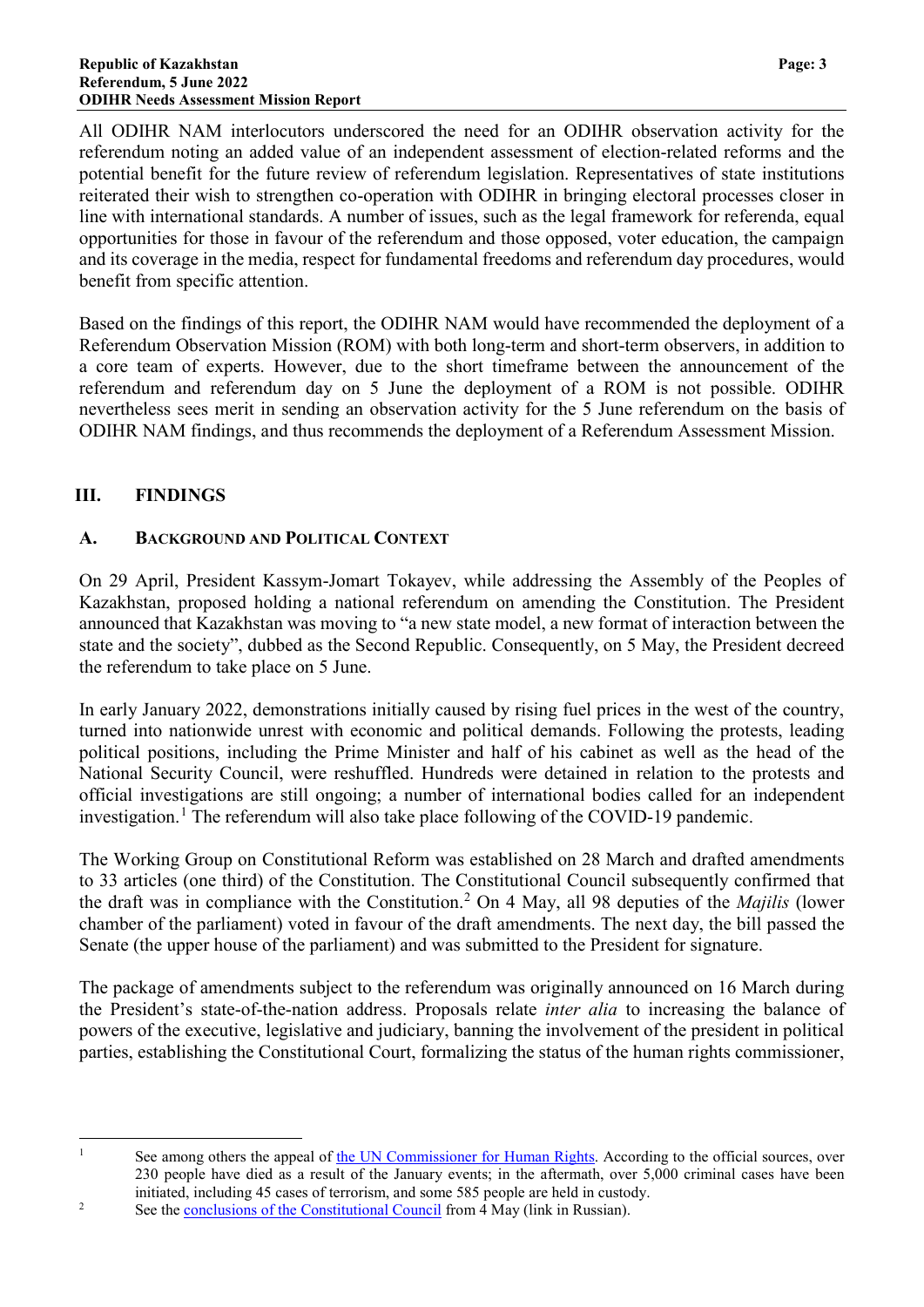All ODIHR NAM interlocutors underscored the need for an ODIHR observation activity for the referendum noting an added value of an independent assessment of election-related reforms and the potential benefit for the future review of referendum legislation. Representatives of state institutions reiterated their wish to strengthen co-operation with ODIHR in bringing electoral processes closer in line with international standards. A number of issues, such as the legal framework for referenda, equal opportunities for those in favour of the referendum and those opposed, voter education, the campaign and its coverage in the media, respect for fundamental freedoms and referendum day procedures, would benefit from specific attention.

Based on the findings of this report, the ODIHR NAM would have recommended the deployment of a Referendum Observation Mission (ROM) with both long-term and short-term observers, in addition to a core team of experts. However, due to the short timeframe between the announcement of the referendum and referendum day on 5 June the deployment of a ROM is not possible. ODIHR nevertheless sees merit in sending an observation activity for the 5 June referendum on the basis of ODIHR NAM findings, and thus recommends the deployment of a Referendum Assessment Mission.

## III. FINDINGS

### A. Background and Political Context

On 29 April, President Kassym-Jomart Tokayev, while addressing the Assembly of the Peoples of Kazakhstan, proposed holding a national referendum on amending the Constitution. The President announced that Kazakhstan was moving to "a new state model, a new format of interaction between the state and the society", dubbed as the Second Republic. Consequently, on 5 May, the President decreed the referendum to take place on 5 June.

In early January 2022, demonstrations initially caused by rising fuel prices in the west of the country, turned into nationwide unrest with economic and political demands. Following the protests, leading political positions, including the Prime Minister and half of his cabinet as well as the head of the National Security Council, were reshuffled. Hundreds were detained in relation to the protests and official investigations are still ongoing; a number of international bodies called for an independent investigation.[1] The referendum will also take place following of the COVID-19 pandemic.

The Working Group on Constitutional Reform was established on 28 March and drafted amendments to 33 articles (one third) of the Constitution. The Constitutional Council subsequently confirmed that the draft was in compliance with the Constitution.[2] On 4 May, all 98 deputies of the *Majilis* (lower chamber of the parliament) voted in favour of the draft amendments. The next day, the bill passed the Senate (the upper house of the parliament) and was submitted to the President for signature.

The package of amendments subject to the referendum was originally announced on 16 March during the President's state-of-the-nation address. Proposals relate *inter alia* to increasing the balance of powers of the executive, legislative and judiciary, banning the involvement of the president in political parties, establishing the Constitutional Court, formalizing the status of the human rights commissioner,

---

[1] See among others the appeal of the UN Commissioner for Human Rights. According to the official sources, over 230 people have died as a result of the January events; in the aftermath, over 5,000 criminal cases have been initiated, including 45 cases of terrorism, and some 585 people are held in custody.

[2] See the conclusions of the Constitutional Council from 4 May (link in Russian).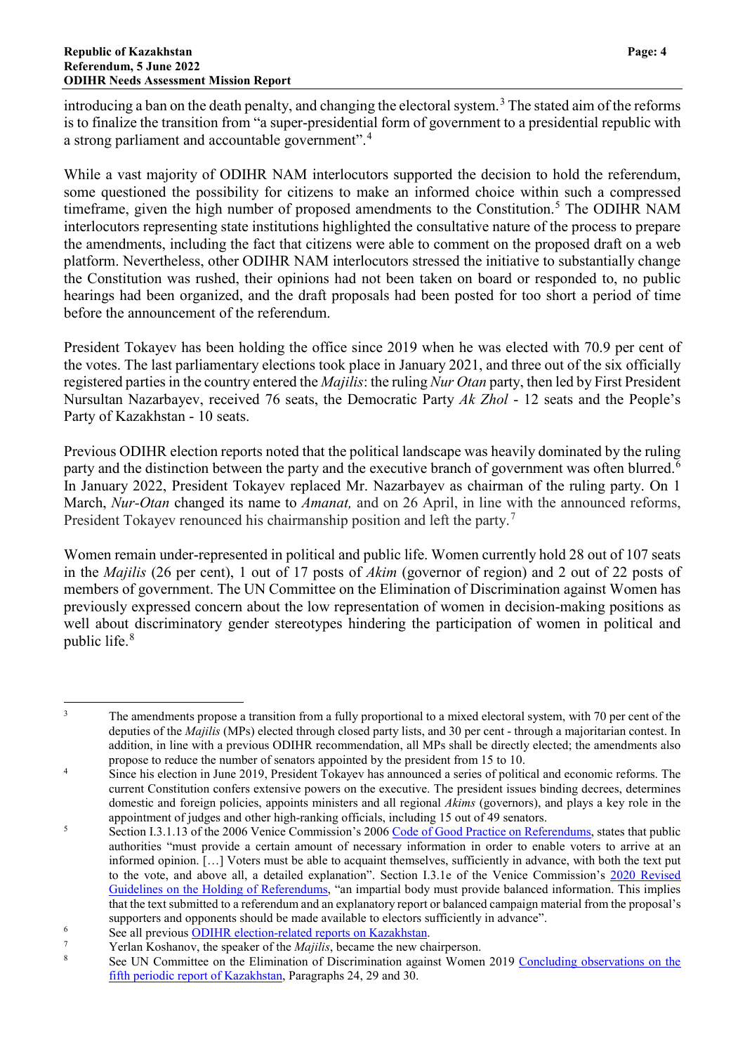introducing a ban on the death penalty, and changing the electoral system.[3] The stated aim of the reforms is to finalize the transition from "a super-presidential form of government to a presidential republic with a strong parliament and accountable government".[4]

While a vast majority of ODIHR NAM interlocutors supported the decision to hold the referendum, some questioned the possibility for citizens to make an informed choice within such a compressed timeframe, given the high number of proposed amendments to the Constitution.[5] The ODIHR NAM interlocutors representing state institutions highlighted the consultative nature of the process to prepare the amendments, including the fact that citizens were able to comment on the proposed draft on a web platform. Nevertheless, other ODIHR NAM interlocutors stressed the initiative to substantially change the Constitution was rushed, their opinions had not been taken on board or responded to, no public hearings had been organized, and the draft proposals had been posted for too short a period of time before the announcement of the referendum.

President Tokayev has been holding the office since 2019 when he was elected with 70.9 per cent of the votes. The last parliamentary elections took place in January 2021, and three out of the six officially registered parties in the country entered the *Majilis*: the ruling *Nur Otan* party, then led by First President Nursultan Nazarbayev, received 76 seats, the Democratic Party *Ak Zhol* - 12 seats and the People's Party of Kazakhstan - 10 seats.

Previous ODIHR election reports noted that the political landscape was heavily dominated by the ruling party and the distinction between the party and the executive branch of government was often blurred.[6] In January 2022, President Tokayev replaced Mr. Nazarbayev as chairman of the ruling party. On 1 March, *Nur-Otan* changed its name to *Amanat,* and on 26 April, in line with the announced reforms, President Tokayev renounced his chairmanship position and left the party.[7]

Women remain under-represented in political and public life. Women currently hold 28 out of 107 seats in the *Majilis* (26 per cent), 1 out of 17 posts of *Akim* (governor of region) and 2 out of 22 posts of members of government. The UN Committee on the Elimination of Discrimination against Women has previously expressed concern about the low representation of women in decision-making positions as well about discriminatory gender stereotypes hindering the participation of women in political and public life.[8]

---

[3] The amendments propose a transition from a fully proportional to a mixed electoral system, with 70 per cent of the deputies of the *Majilis* (MPs) elected through closed party lists, and 30 per cent - through a majoritarian contest. In addition, in line with a previous ODIHR recommendation, all MPs shall be directly elected; the amendments also propose to reduce the number of senators appointed by the president from 15 to 10.

[4] Since his election in June 2019, President Tokayev has announced a series of political and economic reforms. The current Constitution confers extensive powers on the executive. The president issues binding decrees, determines domestic and foreign policies, appoints ministers and all regional *Akims* (governors), and plays a key role in the appointment of judges and other high-ranking officials, including 15 out of 49 senators.

[5] Section I.3.1.13 of the 2006 Venice Commission's 2006 Code of Good Practice on Referendums, states that public authorities "must provide a certain amount of necessary information in order to enable voters to arrive at an informed opinion. […] Voters must be able to acquaint themselves, sufficiently in advance, with both the text put to the vote, and above all, a detailed explanation". Section I.3.1e of the Venice Commission's 2020 Revised Guidelines on the Holding of Referendums, "an impartial body must provide balanced information. This implies that the text submitted to a referendum and an explanatory report or balanced campaign material from the proposal's supporters and opponents should be made available to electors sufficiently in advance".

[6] See all previous ODIHR election-related reports on Kazakhstan.

[7] Yerlan Koshanov, the speaker of the *Majilis*, became the new chairperson.

[8] See UN Committee on the Elimination of Discrimination against Women 2019 Concluding observations on the fifth periodic report of Kazakhstan, Paragraphs 24, 29 and 30.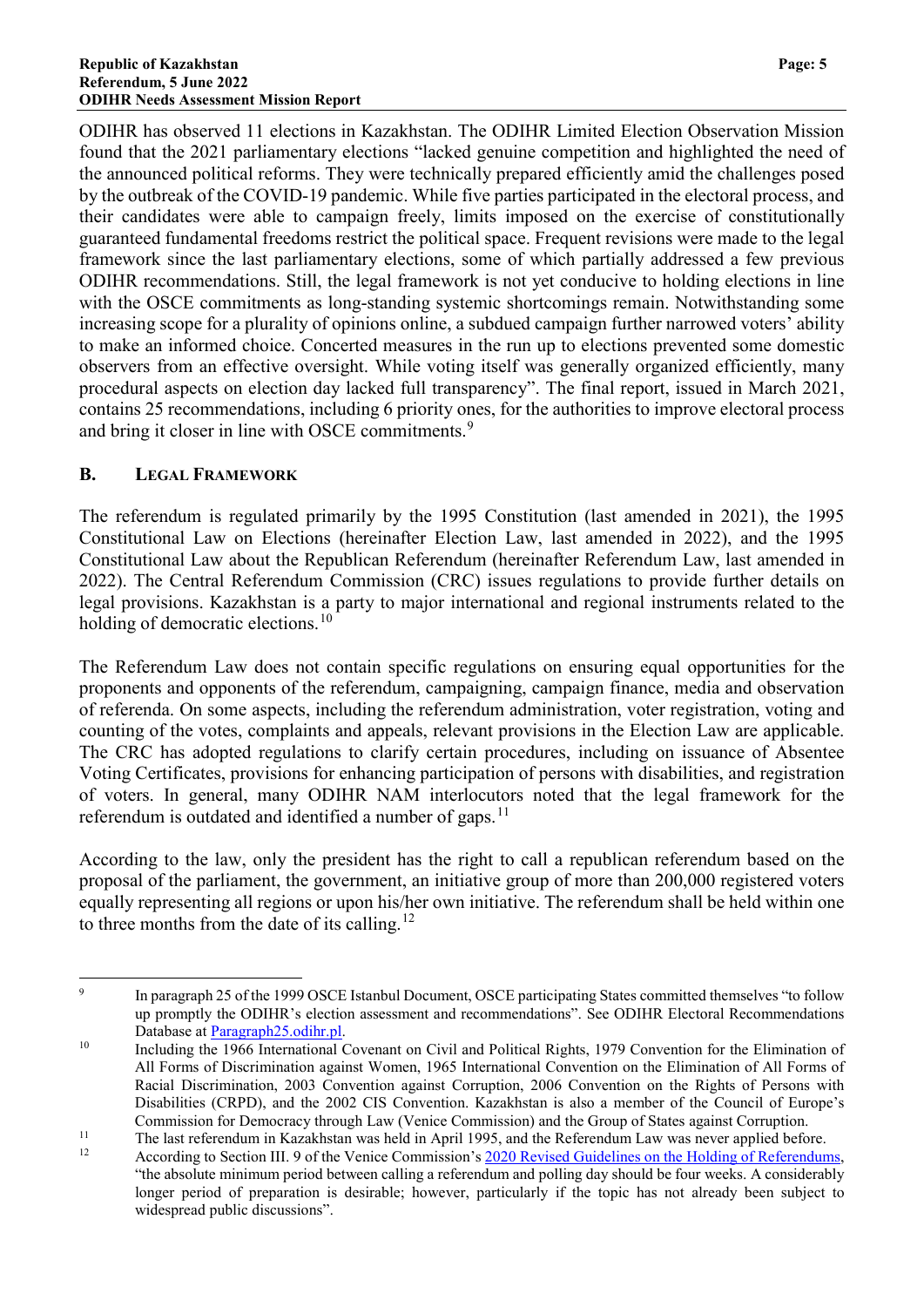ODIHR has observed 11 elections in Kazakhstan. The ODIHR Limited Election Observation Mission found that the 2021 parliamentary elections "lacked genuine competition and highlighted the need of the announced political reforms. They were technically prepared efficiently amid the challenges posed by the outbreak of the COVID-19 pandemic. While five parties participated in the electoral process, and their candidates were able to campaign freely, limits imposed on the exercise of constitutionally guaranteed fundamental freedoms restrict the political space. Frequent revisions were made to the legal framework since the last parliamentary elections, some of which partially addressed a few previous ODIHR recommendations. Still, the legal framework is not yet conducive to holding elections in line with the OSCE commitments as long-standing systemic shortcomings remain. Notwithstanding some increasing scope for a plurality of opinions online, a subdued campaign further narrowed voters' ability to make an informed choice. Concerted measures in the run up to elections prevented some domestic observers from an effective oversight. While voting itself was generally organized efficiently, many procedural aspects on election day lacked full transparency". The final report, issued in March 2021, contains 25 recommendations, including 6 priority ones, for the authorities to improve electoral process and bring it closer in line with OSCE commitments.[9]

## B. Legal Framework

The referendum is regulated primarily by the 1995 Constitution (last amended in 2021), the 1995 Constitutional Law on Elections (hereinafter Election Law, last amended in 2022), and the 1995 Constitutional Law about the Republican Referendum (hereinafter Referendum Law, last amended in 2022). The Central Referendum Commission (CRC) issues regulations to provide further details on legal provisions. Kazakhstan is a party to major international and regional instruments related to the holding of democratic elections.[10]

The Referendum Law does not contain specific regulations on ensuring equal opportunities for the proponents and opponents of the referendum, campaigning, campaign finance, media and observation of referenda. On some aspects, including the referendum administration, voter registration, voting and counting of the votes, complaints and appeals, relevant provisions in the Election Law are applicable. The CRC has adopted regulations to clarify certain procedures, including on issuance of Absentee Voting Certificates, provisions for enhancing participation of persons with disabilities, and registration of voters. In general, many ODIHR NAM interlocutors noted that the legal framework for the referendum is outdated and identified a number of gaps.[11]

According to the law, only the president has the right to call a republican referendum based on the proposal of the parliament, the government, an initiative group of more than 200,000 registered voters equally representing all regions or upon his/her own initiative. The referendum shall be held within one to three months from the date of its calling.[12]

---

[9] In paragraph 25 of the 1999 OSCE Istanbul Document, OSCE participating States committed themselves "to follow up promptly the ODIHR's election assessment and recommendations". See ODIHR Electoral Recommendations Database at Paragraph25.odihr.pl.

[10] Including the 1966 International Covenant on Civil and Political Rights, 1979 Convention for the Elimination of All Forms of Discrimination against Women, 1965 International Convention on the Elimination of All Forms of Racial Discrimination, 2003 Convention against Corruption, 2006 Convention on the Rights of Persons with Disabilities (CRPD), and the 2002 CIS Convention. Kazakhstan is also a member of the Council of Europe's Commission for Democracy through Law (Venice Commission) and the Group of States against Corruption.

[11] The last referendum in Kazakhstan was held in April 1995, and the Referendum Law was never applied before.

[12] According to Section III. 9 of the Venice Commission's 2020 Revised Guidelines on the Holding of Referendums, "the absolute minimum period between calling a referendum and polling day should be four weeks. A considerably longer period of preparation is desirable; however, particularly if the topic has not already been subject to widespread public discussions".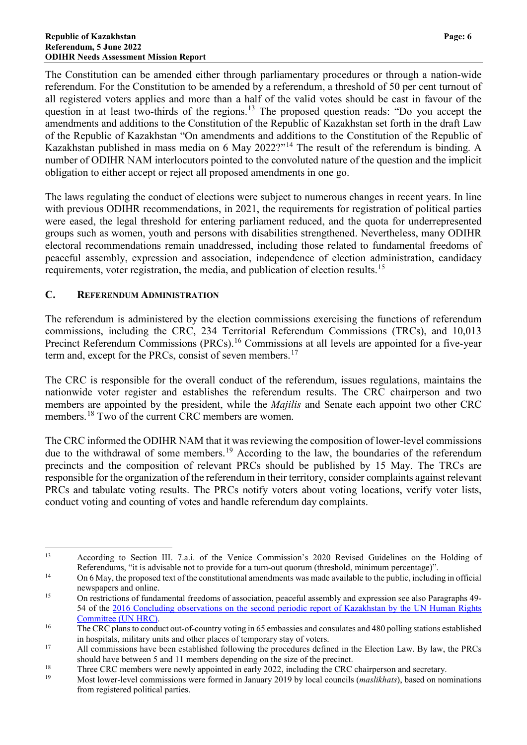The Constitution can be amended either through parliamentary procedures or through a nation-wide referendum. For the Constitution to be amended by a referendum, a threshold of 50 per cent turnout of all registered voters applies and more than a half of the valid votes should be cast in favour of the question in at least two-thirds of the regions.[13] The proposed question reads: "Do you accept the amendments and additions to the Constitution of the Republic of Kazakhstan set forth in the draft Law of the Republic of Kazakhstan "On amendments and additions to the Constitution of the Republic of Kazakhstan published in mass media on 6 May 2022?"[14] The result of the referendum is binding. A number of ODIHR NAM interlocutors pointed to the convoluted nature of the question and the implicit obligation to either accept or reject all proposed amendments in one go.

The laws regulating the conduct of elections were subject to numerous changes in recent years. In line with previous ODIHR recommendations, in 2021, the requirements for registration of political parties were eased, the legal threshold for entering parliament reduced, and the quota for underrepresented groups such as women, youth and persons with disabilities strengthened. Nevertheless, many ODIHR electoral recommendations remain unaddressed, including those related to fundamental freedoms of peaceful assembly, expression and association, independence of election administration, candidacy requirements, voter registration, the media, and publication of election results.[15]

## C. Referendum Administration

The referendum is administered by the election commissions exercising the functions of referendum commissions, including the CRC, 234 Territorial Referendum Commissions (TRCs), and 10,013 Precinct Referendum Commissions (PRCs).[16] Commissions at all levels are appointed for a five-year term and, except for the PRCs, consist of seven members.[17]

The CRC is responsible for the overall conduct of the referendum, issues regulations, maintains the nationwide voter register and establishes the referendum results. The CRC chairperson and two members are appointed by the president, while the *Majilis* and Senate each appoint two other CRC members.[18] Two of the current CRC members are women.

The CRC informed the ODIHR NAM that it was reviewing the composition of lower-level commissions due to the withdrawal of some members.[19] According to the law, the boundaries of the referendum precincts and the composition of relevant PRCs should be published by 15 May. The TRCs are responsible for the organization of the referendum in their territory, consider complaints against relevant PRCs and tabulate voting results. The PRCs notify voters about voting locations, verify voter lists, conduct voting and counting of votes and handle referendum day complaints.

---

[13] According to Section III. 7.a.i. of the Venice Commission's 2020 Revised Guidelines on the Holding of Referendums, "it is advisable not to provide for a turn-out quorum (threshold, minimum percentage)".

[14] On 6 May, the proposed text of the constitutional amendments was made available to the public, including in official newspapers and online.

[15] On restrictions of fundamental freedoms of association, peaceful assembly and expression see also Paragraphs 49-54 of the 2016 Concluding observations on the second periodic report of Kazakhstan by the UN Human Rights Committee (UN HRC).

[16] The CRC plans to conduct out-of-country voting in 65 embassies and consulates and 480 polling stations established in hospitals, military units and other places of temporary stay of voters.

[17] All commissions have been established following the procedures defined in the Election Law. By law, the PRCs should have between 5 and 11 members depending on the size of the precinct.

[18] Three CRC members were newly appointed in early 2022, including the CRC chairperson and secretary.

[19] Most lower-level commissions were formed in January 2019 by local councils (*maslikhats*), based on nominations from registered political parties.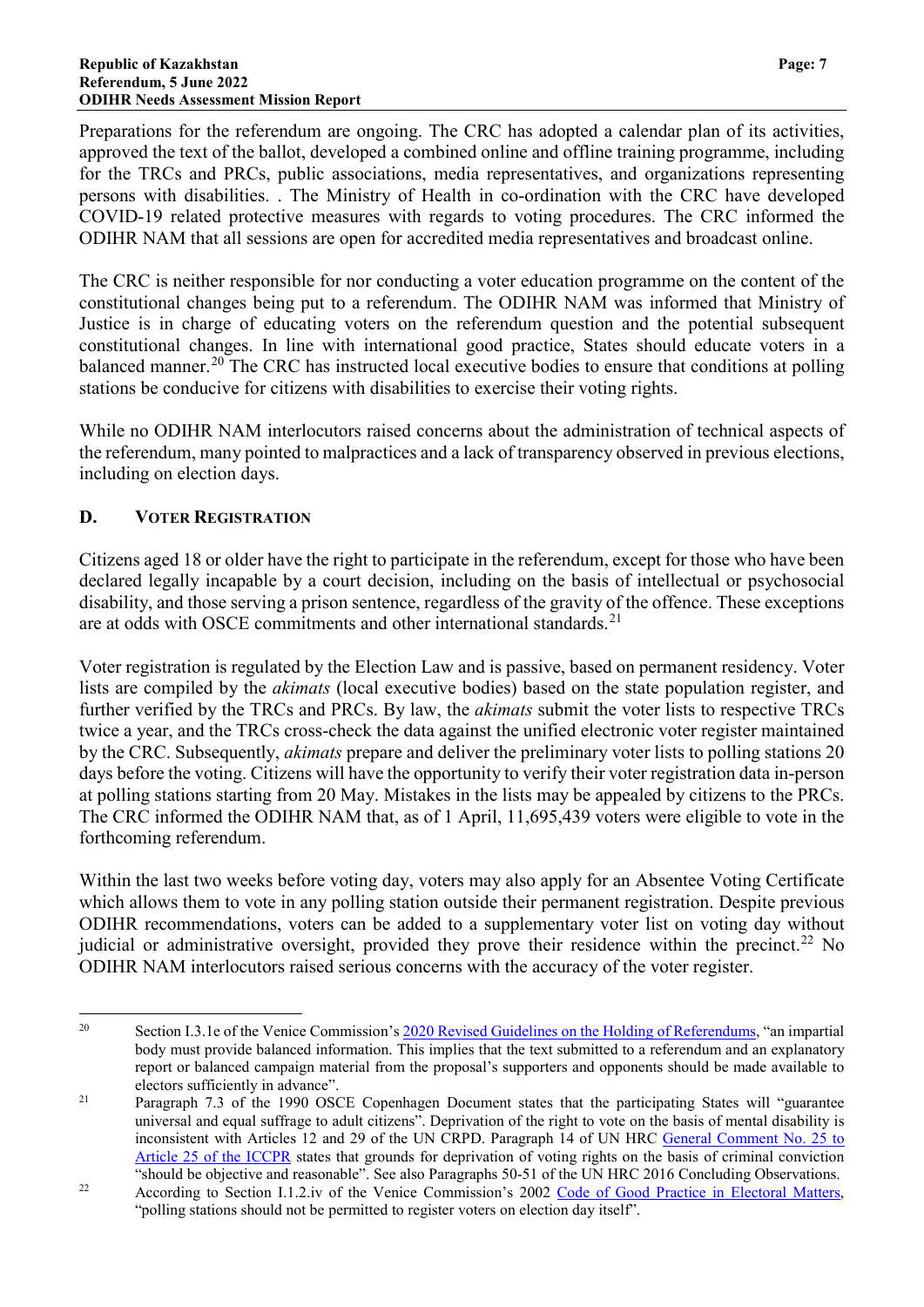Preparations for the referendum are ongoing. The CRC has adopted a calendar plan of its activities, approved the text of the ballot, developed a combined online and offline training programme, including for the TRCs and PRCs, public associations, media representatives, and organizations representing persons with disabilities. . The Ministry of Health in co-ordination with the CRC have developed COVID-19 related protective measures with regards to voting procedures. The CRC informed the ODIHR NAM that all sessions are open for accredited media representatives and broadcast online.

The CRC is neither responsible for nor conducting a voter education programme on the content of the constitutional changes being put to a referendum. The ODIHR NAM was informed that Ministry of Justice is in charge of educating voters on the referendum question and the potential subsequent constitutional changes. In line with international good practice, States should educate voters in a balanced manner.[20] The CRC has instructed local executive bodies to ensure that conditions at polling stations be conducive for citizens with disabilities to exercise their voting rights.

While no ODIHR NAM interlocutors raised concerns about the administration of technical aspects of the referendum, many pointed to malpractices and a lack of transparency observed in previous elections, including on election days.

## D. Voter Registration

Citizens aged 18 or older have the right to participate in the referendum, except for those who have been declared legally incapable by a court decision, including on the basis of intellectual or psychosocial disability, and those serving a prison sentence, regardless of the gravity of the offence. These exceptions are at odds with OSCE commitments and other international standards.[21]

Voter registration is regulated by the Election Law and is passive, based on permanent residency. Voter lists are compiled by the *akimats* (local executive bodies) based on the state population register, and further verified by the TRCs and PRCs. By law, the *akimats* submit the voter lists to respective TRCs twice a year, and the TRCs cross-check the data against the unified electronic voter register maintained by the CRC. Subsequently, *akimats* prepare and deliver the preliminary voter lists to polling stations 20 days before the voting. Citizens will have the opportunity to verify their voter registration data in-person at polling stations starting from 20 May. Mistakes in the lists may be appealed by citizens to the PRCs. The CRC informed the ODIHR NAM that, as of 1 April, 11,695,439 voters were eligible to vote in the forthcoming referendum.

Within the last two weeks before voting day, voters may also apply for an Absentee Voting Certificate which allows them to vote in any polling station outside their permanent registration. Despite previous ODIHR recommendations, voters can be added to a supplementary voter list on voting day without judicial or administrative oversight, provided they prove their residence within the precinct.[22] No ODIHR NAM interlocutors raised serious concerns with the accuracy of the voter register.

---

[20] Section I.3.1e of the Venice Commission's 2020 Revised Guidelines on the Holding of Referendums, "an impartial body must provide balanced information. This implies that the text submitted to a referendum and an explanatory report or balanced campaign material from the proposal's supporters and opponents should be made available to electors sufficiently in advance".

[21] Paragraph 7.3 of the 1990 OSCE Copenhagen Document states that the participating States will "guarantee universal and equal suffrage to adult citizens". Deprivation of the right to vote on the basis of mental disability is inconsistent with Articles 12 and 29 of the UN CRPD. Paragraph 14 of UN HRC General Comment No. 25 to Article 25 of the ICCPR states that grounds for deprivation of voting rights on the basis of criminal conviction "should be objective and reasonable". See also Paragraphs 50-51 of the UN HRC 2016 Concluding Observations.

[22] According to Section I.1.2.iv of the Venice Commission's 2002 Code of Good Practice in Electoral Matters, "polling stations should not be permitted to register voters on election day itself".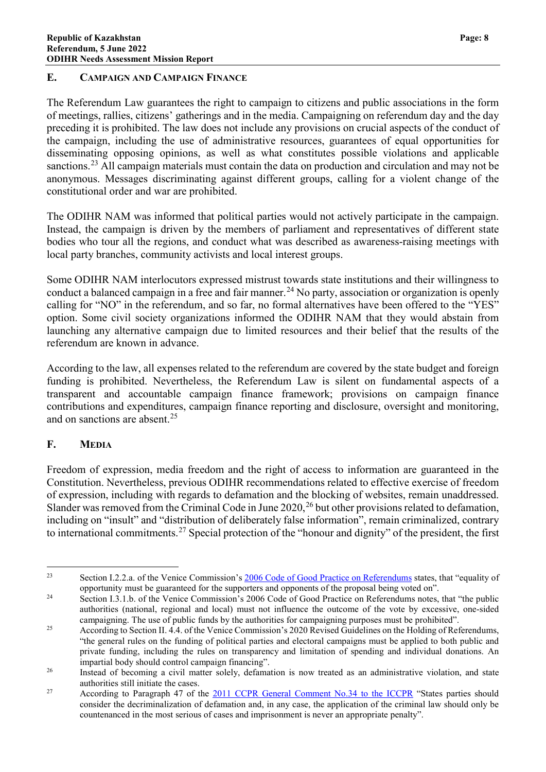## E. Campaign and Campaign Finance

The Referendum Law guarantees the right to campaign to citizens and public associations in the form of meetings, rallies, citizens' gatherings and in the media. Campaigning on referendum day and the day preceding it is prohibited. The law does not include any provisions on crucial aspects of the conduct of the campaign, including the use of administrative resources, guarantees of equal opportunities for disseminating opposing opinions, as well as what constitutes possible violations and applicable sanctions.[23] All campaign materials must contain the data on production and circulation and may not be anonymous. Messages discriminating against different groups, calling for a violent change of the constitutional order and war are prohibited.

The ODIHR NAM was informed that political parties would not actively participate in the campaign. Instead, the campaign is driven by the members of parliament and representatives of different state bodies who tour all the regions, and conduct what was described as awareness-raising meetings with local party branches, community activists and local interest groups.

Some ODIHR NAM interlocutors expressed mistrust towards state institutions and their willingness to conduct a balanced campaign in a free and fair manner.[24] No party, association or organization is openly calling for "NO" in the referendum, and so far, no formal alternatives have been offered to the "YES" option. Some civil society organizations informed the ODIHR NAM that they would abstain from launching any alternative campaign due to limited resources and their belief that the results of the referendum are known in advance.

According to the law, all expenses related to the referendum are covered by the state budget and foreign funding is prohibited. Nevertheless, the Referendum Law is silent on fundamental aspects of a transparent and accountable campaign finance framework; provisions on campaign finance contributions and expenditures, campaign finance reporting and disclosure, oversight and monitoring, and on sanctions are absent.[25]

## F. Media

Freedom of expression, media freedom and the right of access to information are guaranteed in the Constitution. Nevertheless, previous ODIHR recommendations related to effective exercise of freedom of expression, including with regards to defamation and the blocking of websites, remain unaddressed. Slander was removed from the Criminal Code in June 2020,[26] but other provisions related to defamation, including on "insult" and "distribution of deliberately false information", remain criminalized, contrary to international commitments.[27] Special protection of the "honour and dignity" of the president, the first

---

[23] Section I.2.2.a. of the Venice Commission's [2006 Code of Good Practice on Referendums](#) states, that "equality of opportunity must be guaranteed for the supporters and opponents of the proposal being voted on".

[24] Section I.3.1.b. of the Venice Commission's 2006 Code of Good Practice on Referendums notes, that "the public authorities (national, regional and local) must not influence the outcome of the vote by excessive, one-sided campaigning. The use of public funds by the authorities for campaigning purposes must be prohibited".

[25] According to Section II. 4.4. of the Venice Commission's 2020 Revised Guidelines on the Holding of Referendums, "the general rules on the funding of political parties and electoral campaigns must be applied to both public and private funding, including the rules on transparency and limitation of spending and individual donations. An impartial body should control campaign financing".

[26] Instead of becoming a civil matter solely, defamation is now treated as an administrative violation, and state authorities still initiate the cases.

[27] According to Paragraph 47 of the [2011 CCPR General Comment No.34 to the ICCPR](#) "States parties should consider the decriminalization of defamation and, in any case, the application of the criminal law should only be countenanced in the most serious of cases and imprisonment is never an appropriate penalty".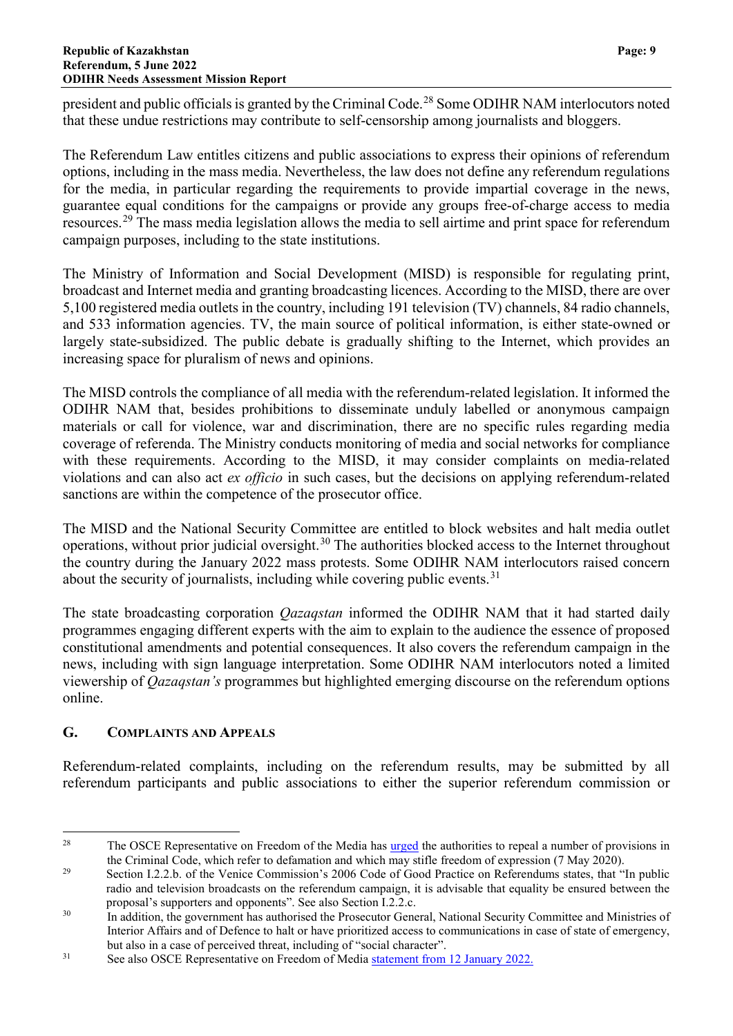president and public officials is granted by the Criminal Code.[28] Some ODIHR NAM interlocutors noted that these undue restrictions may contribute to self-censorship among journalists and bloggers.

The Referendum Law entitles citizens and public associations to express their opinions of referendum options, including in the mass media. Nevertheless, the law does not define any referendum regulations for the media, in particular regarding the requirements to provide impartial coverage in the news, guarantee equal conditions for the campaigns or provide any groups free-of-charge access to media resources.[29] The mass media legislation allows the media to sell airtime and print space for referendum campaign purposes, including to the state institutions.

The Ministry of Information and Social Development (MISD) is responsible for regulating print, broadcast and Internet media and granting broadcasting licences. According to the MISD, there are over 5,100 registered media outlets in the country, including 191 television (TV) channels, 84 radio channels, and 533 information agencies. TV, the main source of political information, is either state-owned or largely state-subsidized. The public debate is gradually shifting to the Internet, which provides an increasing space for pluralism of news and opinions.

The MISD controls the compliance of all media with the referendum-related legislation. It informed the ODIHR NAM that, besides prohibitions to disseminate unduly labelled or anonymous campaign materials or call for violence, war and discrimination, there are no specific rules regarding media coverage of referenda. The Ministry conducts monitoring of media and social networks for compliance with these requirements. According to the MISD, it may consider complaints on media-related violations and can also act *ex officio* in such cases, but the decisions on applying referendum-related sanctions are within the competence of the prosecutor office.

The MISD and the National Security Committee are entitled to block websites and halt media outlet operations, without prior judicial oversight.[30] The authorities blocked access to the Internet throughout the country during the January 2022 mass protests. Some ODIHR NAM interlocutors raised concern about the security of journalists, including while covering public events.[31]

The state broadcasting corporation *Qazaqstan* informed the ODIHR NAM that it had started daily programmes engaging different experts with the aim to explain to the audience the essence of proposed constitutional amendments and potential consequences. It also covers the referendum campaign in the news, including with sign language interpretation. Some ODIHR NAM interlocutors noted a limited viewership of *Qazaqstan's* programmes but highlighted emerging discourse on the referendum options online.

## G. Complaints and Appeals

Referendum-related complaints, including on the referendum results, may be submitted by all referendum participants and public associations to either the superior referendum commission or

---

[28] The OSCE Representative on Freedom of the Media has urged the authorities to repeal a number of provisions in the Criminal Code, which refer to defamation and which may stifle freedom of expression (7 May 2020).

[29] Section I.2.2.b. of the Venice Commission's 2006 Code of Good Practice on Referendums states, that "In public radio and television broadcasts on the referendum campaign, it is advisable that equality be ensured between the proposal's supporters and opponents". See also Section I.2.2.c.

[30] In addition, the government has authorised the Prosecutor General, National Security Committee and Ministries of Interior Affairs and of Defence to halt or have prioritized access to communications in case of state of emergency, but also in a case of perceived threat, including of "social character".

[31] See also OSCE Representative on Freedom of Media statement from 12 January 2022.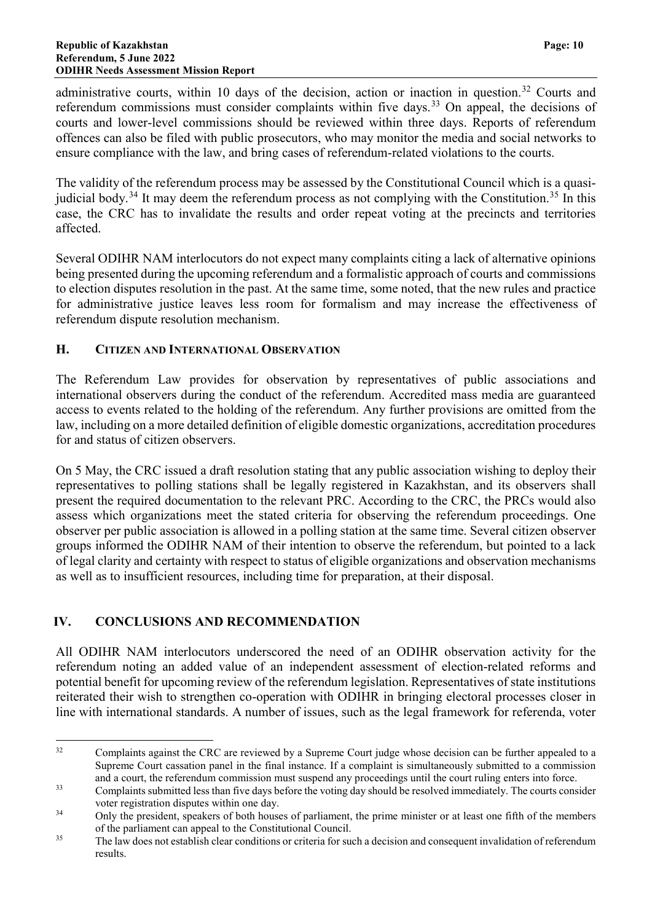administrative courts, within 10 days of the decision, action or inaction in question.[32] Courts and referendum commissions must consider complaints within five days.[33] On appeal, the decisions of courts and lower-level commissions should be reviewed within three days. Reports of referendum offences can also be filed with public prosecutors, who may monitor the media and social networks to ensure compliance with the law, and bring cases of referendum-related violations to the courts.

The validity of the referendum process may be assessed by the Constitutional Council which is a quasi-judicial body.[34] It may deem the referendum process as not complying with the Constitution.[35] In this case, the CRC has to invalidate the results and order repeat voting at the precincts and territories affected.

Several ODIHR NAM interlocutors do not expect many complaints citing a lack of alternative opinions being presented during the upcoming referendum and a formalistic approach of courts and commissions to election disputes resolution in the past. At the same time, some noted, that the new rules and practice for administrative justice leaves less room for formalism and may increase the effectiveness of referendum dispute resolution mechanism.

### H. Citizen and International Observation

The Referendum Law provides for observation by representatives of public associations and international observers during the conduct of the referendum. Accredited mass media are guaranteed access to events related to the holding of the referendum. Any further provisions are omitted from the law, including on a more detailed definition of eligible domestic organizations, accreditation procedures for and status of citizen observers.

On 5 May, the CRC issued a draft resolution stating that any public association wishing to deploy their representatives to polling stations shall be legally registered in Kazakhstan, and its observers shall present the required documentation to the relevant PRC. According to the CRC, the PRCs would also assess which organizations meet the stated criteria for observing the referendum proceedings. One observer per public association is allowed in a polling station at the same time. Several citizen observer groups informed the ODIHR NAM of their intention to observe the referendum, but pointed to a lack of legal clarity and certainty with respect to status of eligible organizations and observation mechanisms as well as to insufficient resources, including time for preparation, at their disposal.

## IV. CONCLUSIONS AND RECOMMENDATION

All ODIHR NAM interlocutors underscored the need of an ODIHR observation activity for the referendum noting an added value of an independent assessment of election-related reforms and potential benefit for upcoming review of the referendum legislation. Representatives of state institutions reiterated their wish to strengthen co-operation with ODIHR in bringing electoral processes closer in line with international standards. A number of issues, such as the legal framework for referenda, voter

---

[32] Complaints against the CRC are reviewed by a Supreme Court judge whose decision can be further appealed to a Supreme Court cassation panel in the final instance. If a complaint is simultaneously submitted to a commission and a court, the referendum commission must suspend any proceedings until the court ruling enters into force.

[33] Complaints submitted less than five days before the voting day should be resolved immediately. The courts consider voter registration disputes within one day.

[34] Only the president, speakers of both houses of parliament, the prime minister or at least one fifth of the members of the parliament can appeal to the Constitutional Council.

[35] The law does not establish clear conditions or criteria for such a decision and consequent invalidation of referendum results.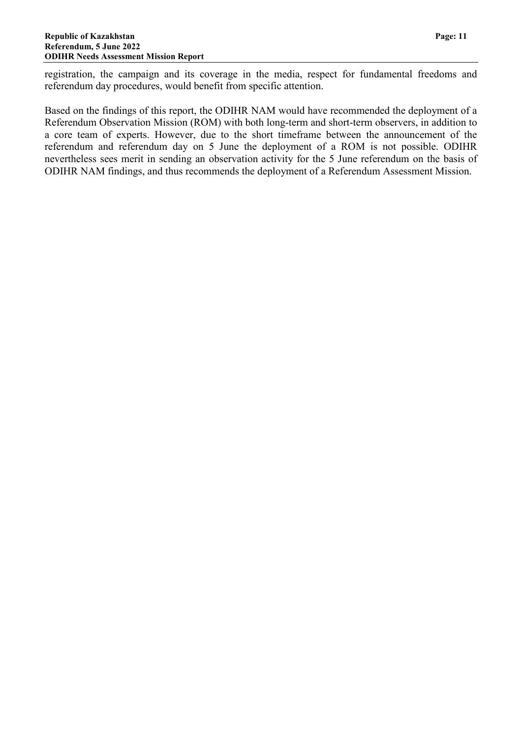registration, the campaign and its coverage in the media, respect for fundamental freedoms and referendum day procedures, would benefit from specific attention.

Based on the findings of this report, the ODIHR NAM would have recommended the deployment of a Referendum Observation Mission (ROM) with both long-term and short-term observers, in addition to a core team of experts. However, due to the short timeframe between the announcement of the referendum and referendum day on 5 June the deployment of a ROM is not possible. ODIHR nevertheless sees merit in sending an observation activity for the 5 June referendum on the basis of ODIHR NAM findings, and thus recommends the deployment of a Referendum Assessment Mission.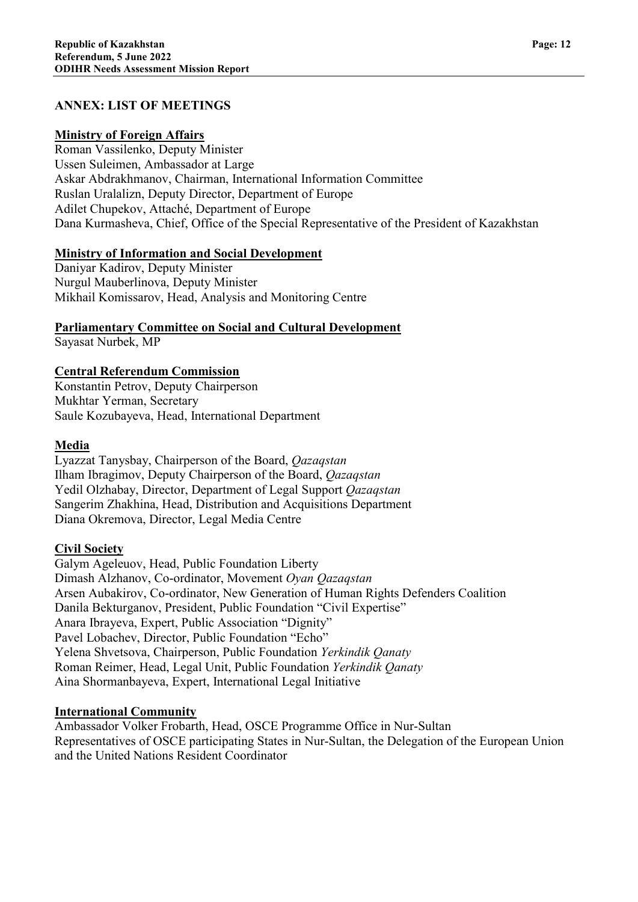## ANNEX: LIST OF MEETINGS

**Ministry of Foreign Affairs**

Roman Vassilenko, Deputy Minister
Ussen Suleimen, Ambassador at Large
Askar Abdrakhmanov, Chairman, International Information Committee
Ruslan Uralalizn, Deputy Director, Department of Europe
Adilet Chupekov, Attaché, Department of Europe
Dana Kurmasheva, Chief, Office of the Special Representative of the President of Kazakhstan

**Ministry of Information and Social Development**

Daniyar Kadirov, Deputy Minister
Nurgul Mauberlinova, Deputy Minister
Mikhail Komissarov, Head, Analysis and Monitoring Centre

**Parliamentary Committee on Social and Cultural Development**

Sayasat Nurbek, MP

**Central Referendum Commission**

Konstantin Petrov, Deputy Chairperson
Mukhtar Yerman, Secretary
Saule Kozubayeva, Head, International Department

**Media**

Lyazzat Tanysbay, Chairperson of the Board, *Qazaqstan*
Ilham Ibragimov, Deputy Chairperson of the Board, *Qazaqstan*
Yedil Olzhabay, Director, Department of Legal Support *Qazaqstan*
Sangerim Zhakhina, Head, Distribution and Acquisitions Department
Diana Okremova, Director, Legal Media Centre

**Civil Society**

Galym Ageleuov, Head, Public Foundation Liberty
Dimash Alzhanov, Co-ordinator, Movement *Oyan Qazaqstan*
Arsen Aubakirov, Co-ordinator, New Generation of Human Rights Defenders Coalition
Danila Bekturganov, President, Public Foundation "Civil Expertise"
Anara Ibrayeva, Expert, Public Association "Dignity"
Pavel Lobachev, Director, Public Foundation "Echo"
Yelena Shvetsova, Chairperson, Public Foundation *Yerkindik Qanaty*
Roman Reimer, Head, Legal Unit, Public Foundation *Yerkindik Qanaty*
Aina Shormanbayeva, Expert, International Legal Initiative

**International Community**

Ambassador Volker Frobarth, Head, OSCE Programme Office in Nur-Sultan
Representatives of OSCE participating States in Nur-Sultan, the Delegation of the European Union and the United Nations Resident Coordinator